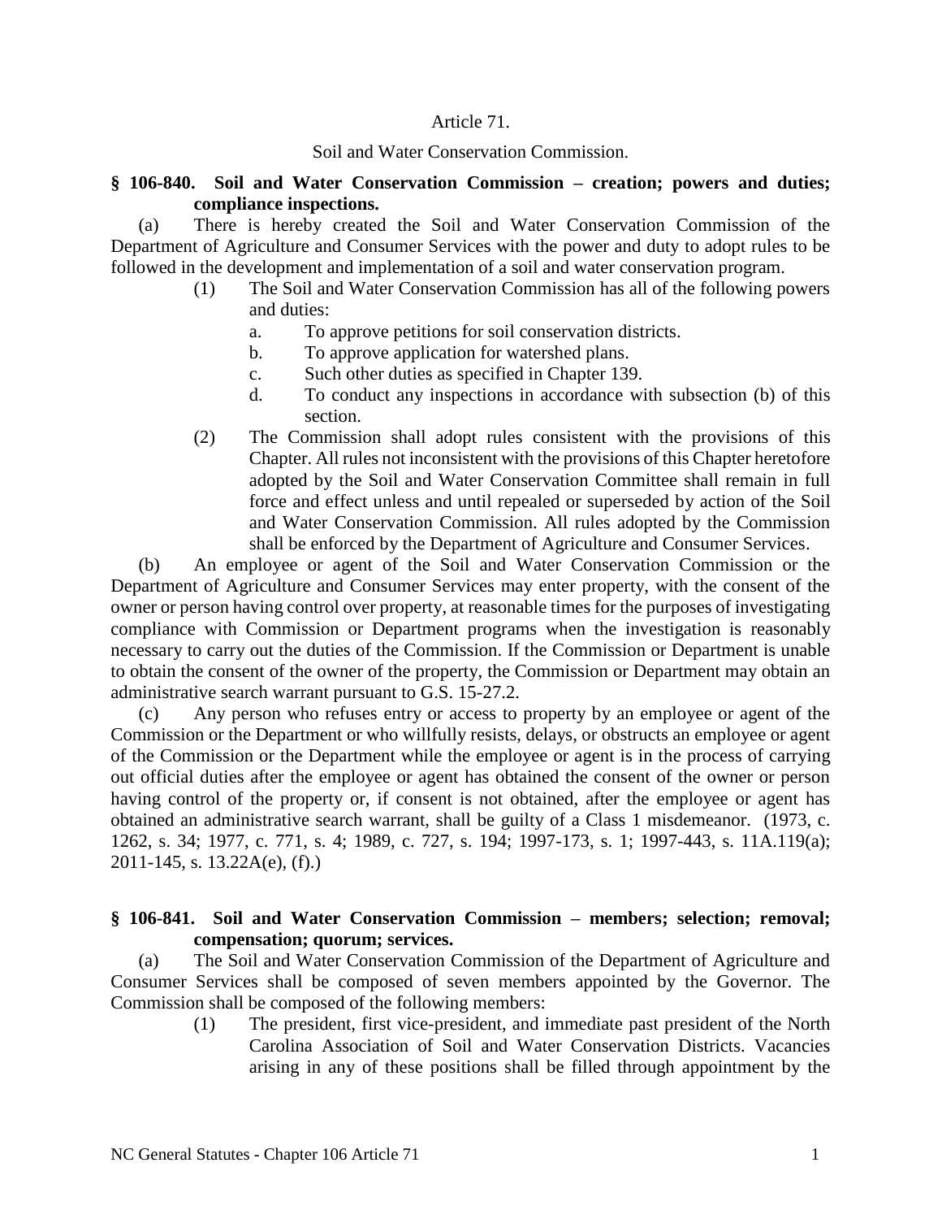# Article 71.

## Soil and Water Conservation Commission.

### § 106-840. Soil and Water Conservation Commission – creation; powers and duties; compliance inspections.

(a) There is hereby created the Soil and Water Conservation Commission of the Department of Agriculture and Consumer Services with the power and duty to adopt rules to be followed in the development and implementation of a soil and water conservation program.

(1) The Soil and Water Conservation Commission has all of the following powers and duties:

a. To approve petitions for soil conservation districts.

b. To approve application for watershed plans.

c. Such other duties as specified in Chapter 139.

d. To conduct any inspections in accordance with subsection (b) of this section.

(2) The Commission shall adopt rules consistent with the provisions of this Chapter. All rules not inconsistent with the provisions of this Chapter heretofore adopted by the Soil and Water Conservation Committee shall remain in full force and effect unless and until repealed or superseded by action of the Soil and Water Conservation Commission. All rules adopted by the Commission shall be enforced by the Department of Agriculture and Consumer Services.

(b) An employee or agent of the Soil and Water Conservation Commission or the Department of Agriculture and Consumer Services may enter property, with the consent of the owner or person having control over property, at reasonable times for the purposes of investigating compliance with Commission or Department programs when the investigation is reasonably necessary to carry out the duties of the Commission. If the Commission or Department is unable to obtain the consent of the owner of the property, the Commission or Department may obtain an administrative search warrant pursuant to G.S. 15-27.2.

(c) Any person who refuses entry or access to property by an employee or agent of the Commission or the Department or who willfully resists, delays, or obstructs an employee or agent of the Commission or the Department while the employee or agent is in the process of carrying out official duties after the employee or agent has obtained the consent of the owner or person having control of the property or, if consent is not obtained, after the employee or agent has obtained an administrative search warrant, shall be guilty of a Class 1 misdemeanor. (1973, c. 1262, s. 34; 1977, c. 771, s. 4; 1989, c. 727, s. 194; 1997-173, s. 1; 1997-443, s. 11A.119(a); 2011-145, s. 13.22A(e), (f).)

### § 106-841. Soil and Water Conservation Commission – members; selection; removal; compensation; quorum; services.

(a) The Soil and Water Conservation Commission of the Department of Agriculture and Consumer Services shall be composed of seven members appointed by the Governor. The Commission shall be composed of the following members:

(1) The president, first vice-president, and immediate past president of the North Carolina Association of Soil and Water Conservation Districts. Vacancies arising in any of these positions shall be filled through appointment by the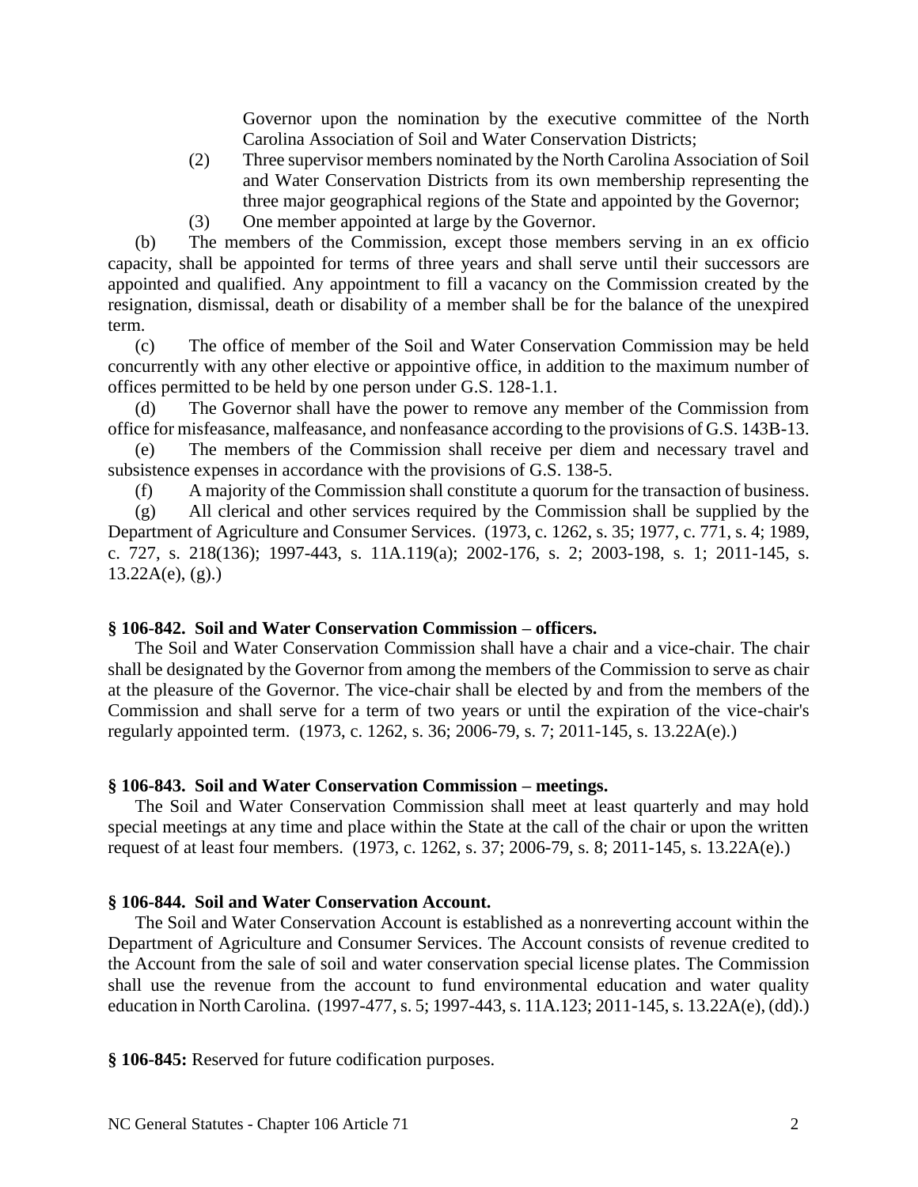Governor upon the nomination by the executive committee of the North Carolina Association of Soil and Water Conservation Districts;

(2) Three supervisor members nominated by the North Carolina Association of Soil and Water Conservation Districts from its own membership representing the three major geographical regions of the State and appointed by the Governor;

(3) One member appointed at large by the Governor.

(b) The members of the Commission, except those members serving in an ex officio capacity, shall be appointed for terms of three years and shall serve until their successors are appointed and qualified. Any appointment to fill a vacancy on the Commission created by the resignation, dismissal, death or disability of a member shall be for the balance of the unexpired term.

(c) The office of member of the Soil and Water Conservation Commission may be held concurrently with any other elective or appointive office, in addition to the maximum number of offices permitted to be held by one person under G.S. 128-1.1.

(d) The Governor shall have the power to remove any member of the Commission from office for misfeasance, malfeasance, and nonfeasance according to the provisions of G.S. 143B-13.

(e) The members of the Commission shall receive per diem and necessary travel and subsistence expenses in accordance with the provisions of G.S. 138-5.

(f) A majority of the Commission shall constitute a quorum for the transaction of business.

(g) All clerical and other services required by the Commission shall be supplied by the Department of Agriculture and Consumer Services. (1973, c. 1262, s. 35; 1977, c. 771, s. 4; 1989, c. 727, s. 218(136); 1997-443, s. 11A.119(a); 2002-176, s. 2; 2003-198, s. 1; 2011-145, s. 13.22A(e), (g).)

**§ 106-842. Soil and Water Conservation Commission – officers.**

The Soil and Water Conservation Commission shall have a chair and a vice-chair. The chair shall be designated by the Governor from among the members of the Commission to serve as chair at the pleasure of the Governor. The vice-chair shall be elected by and from the members of the Commission and shall serve for a term of two years or until the expiration of the vice-chair's regularly appointed term. (1973, c. 1262, s. 36; 2006-79, s. 7; 2011-145, s. 13.22A(e).)

**§ 106-843. Soil and Water Conservation Commission – meetings.**

The Soil and Water Conservation Commission shall meet at least quarterly and may hold special meetings at any time and place within the State at the call of the chair or upon the written request of at least four members. (1973, c. 1262, s. 37; 2006-79, s. 8; 2011-145, s. 13.22A(e).)

**§ 106-844. Soil and Water Conservation Account.**

The Soil and Water Conservation Account is established as a nonreverting account within the Department of Agriculture and Consumer Services. The Account consists of revenue credited to the Account from the sale of soil and water conservation special license plates. The Commission shall use the revenue from the account to fund environmental education and water quality education in North Carolina. (1997-477, s. 5; 1997-443, s. 11A.123; 2011-145, s. 13.22A(e), (dd).)

**§ 106-845:** Reserved for future codification purposes.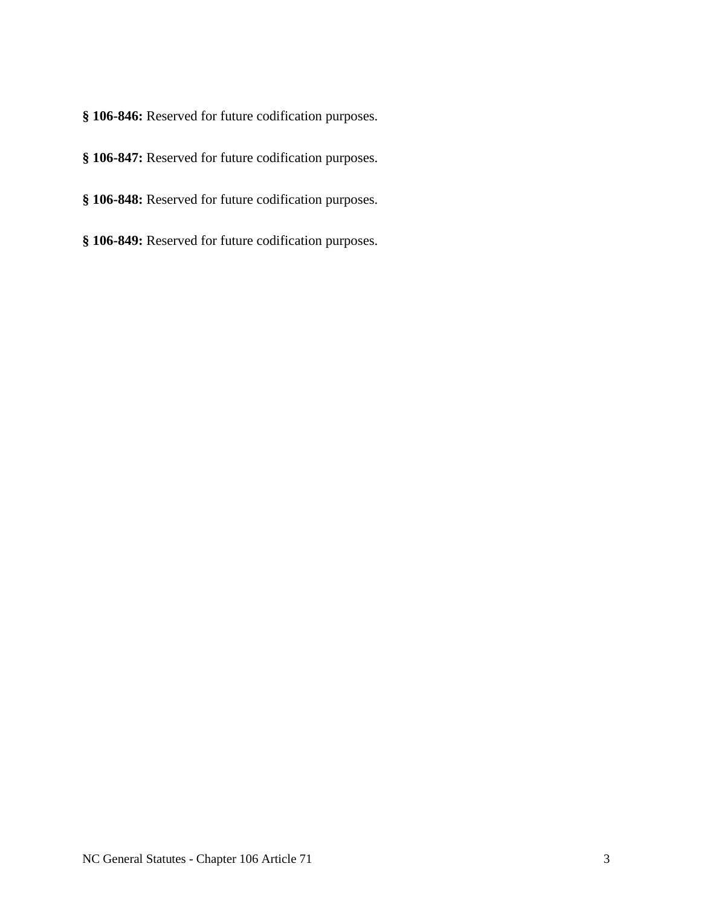**§ 106-846:** Reserved for future codification purposes.

**§ 106-847:** Reserved for future codification purposes.

**§ 106-848:** Reserved for future codification purposes.

**§ 106-849:** Reserved for future codification purposes.